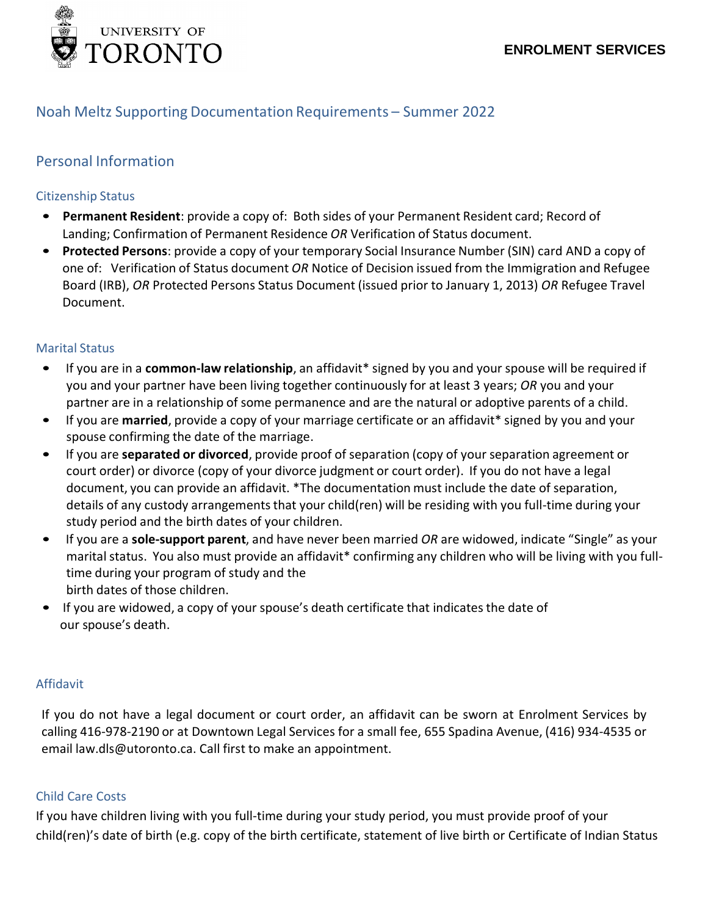UNIVERSITY OF TORONTO

ENROLMENT SERVICES

# Noah Meltz Supporting Documentation Requirements – Summer 2022

## Personal Information

### Citizenship Status

- **Permanent Resident**: provide a copy of: Both sides of your Permanent Resident card; Record of Landing; Confirmation of Permanent Residence *OR* Verification of Status document.
- **Protected Persons**: provide a copy of your temporary Social Insurance Number (SIN) card AND a copy of one of: Verification of Status document *OR* Notice of Decision issued from the Immigration and Refugee Board (IRB), *OR* Protected Persons Status Document (issued prior to January 1, 2013) *OR* Refugee Travel Document.

### Marital Status

- If you are in a **common-law relationship**, an affidavit* signed by you and your spouse will be required if you and your partner have been living together continuously for at least 3 years; *OR* you and your partner are in a relationship of some permanence and are the natural or adoptive parents of a child.
- If you are **married**, provide a copy of your marriage certificate or an affidavit* signed by you and your spouse confirming the date of the marriage.
- If you are **separated or divorced**, provide proof of separation (copy of your separation agreement or court order) or divorce (copy of your divorce judgment or court order). If you do not have a legal document, you can provide an affidavit. *The documentation must include the date of separation, details of any custody arrangements that your child(ren) will be residing with you full-time during your study period and the birth dates of your children.
- If you are a **sole-support parent**, and have never been married *OR* are widowed, indicate "Single" as your marital status. You also must provide an affidavit* confirming any children who will be living with you full-time during your program of study and the birth dates of those children.
- If you are widowed, a copy of your spouse's death certificate that indicates the date of our spouse's death.

### Affidavit

If you do not have a legal document or court order, an affidavit can be sworn at Enrolment Services by calling 416-978-2190 or at Downtown Legal Services for a small fee, 655 Spadina Avenue, (416) 934-4535 or email law.dls@utoronto.ca. Call first to make an appointment.

### Child Care Costs

If you have children living with you full-time during your study period, you must provide proof of your child(ren)'s date of birth (e.g. copy of the birth certificate, statement of live birth or Certificate of Indian Status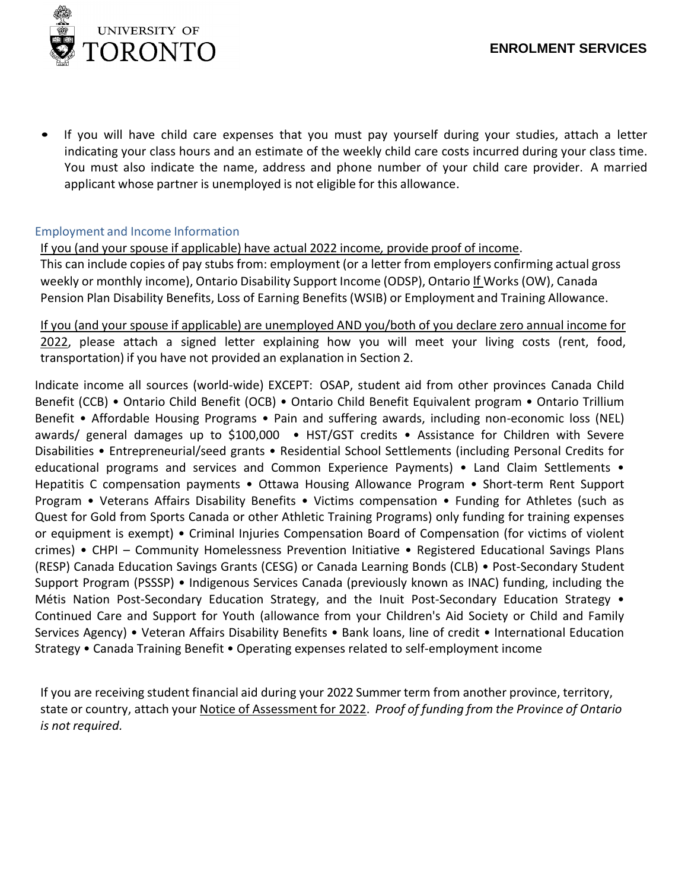- If you will have child care expenses that you must pay yourself during your studies, attach a letter indicating your class hours and an estimate of the weekly child care costs incurred during your class time. You must also indicate the name, address and phone number of your child care provider. A married applicant whose partner is unemployed is not eligible for this allowance.

## Employment and Income Information

If you (and your spouse if applicable) have actual 2022 income, provide proof of income.
This can include copies of pay stubs from: employment (or a letter from employers confirming actual gross weekly or monthly income), Ontario Disability Support Income (ODSP), Ontario If Works (OW), Canada Pension Plan Disability Benefits, Loss of Earning Benefits (WSIB) or Employment and Training Allowance.

If you (and your spouse if applicable) are unemployed AND you/both of you declare zero annual income for 2022, please attach a signed letter explaining how you will meet your living costs (rent, food, transportation) if you have not provided an explanation in Section 2.

Indicate income all sources (world-wide) EXCEPT: OSAP, student aid from other provinces Canada Child Benefit (CCB) • Ontario Child Benefit (OCB) • Ontario Child Benefit Equivalent program • Ontario Trillium Benefit • Affordable Housing Programs • Pain and suffering awards, including non-economic loss (NEL) awards/ general damages up to $100,000 • HST/GST credits • Assistance for Children with Severe Disabilities • Entrepreneurial/seed grants • Residential School Settlements (including Personal Credits for educational programs and services and Common Experience Payments) • Land Claim Settlements • Hepatitis C compensation payments • Ottawa Housing Allowance Program • Short-term Rent Support Program • Veterans Affairs Disability Benefits • Victims compensation • Funding for Athletes (such as Quest for Gold from Sports Canada or other Athletic Training Programs) only funding for training expenses or equipment is exempt) • Criminal Injuries Compensation Board of Compensation (for victims of violent crimes) • CHPI – Community Homelessness Prevention Initiative • Registered Educational Savings Plans (RESP) Canada Education Savings Grants (CESG) or Canada Learning Bonds (CLB) • Post-Secondary Student Support Program (PSSSP) • Indigenous Services Canada (previously known as INAC) funding, including the Métis Nation Post-Secondary Education Strategy, and the Inuit Post-Secondary Education Strategy • Continued Care and Support for Youth (allowance from your Children's Aid Society or Child and Family Services Agency) • Veteran Affairs Disability Benefits • Bank loans, line of credit • International Education Strategy • Canada Training Benefit • Operating expenses related to self-employment income

If you are receiving student financial aid during your 2022 Summer term from another province, territory, state or country, attach your Notice of Assessment for 2022. *Proof of funding from the Province of Ontario is not required.*